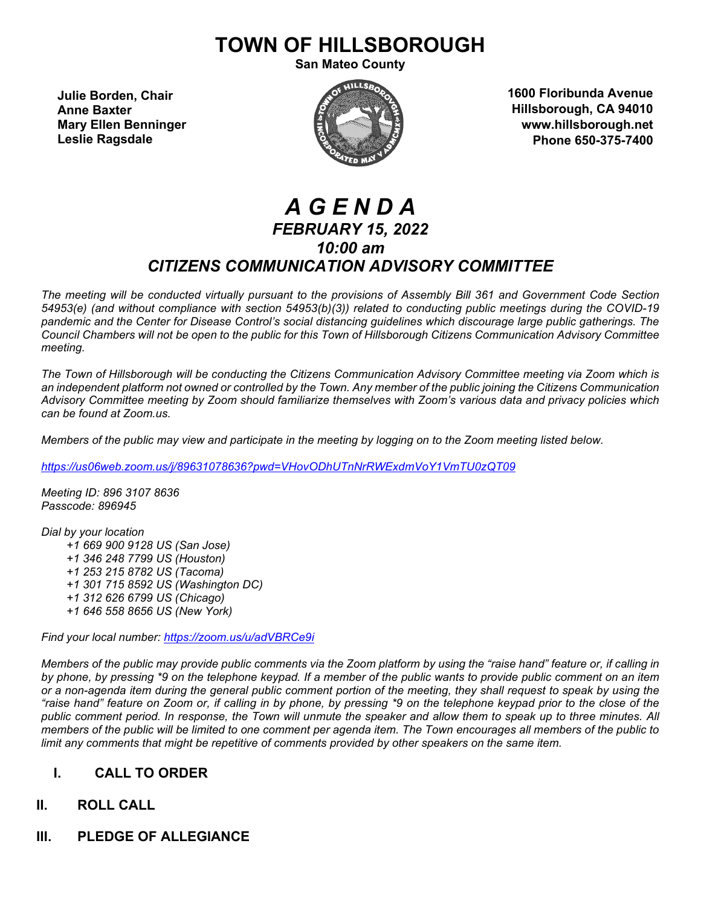# TOWN OF HILLSBOROUGH

**San Mateo County**

**Julie Borden, Chair**
**Anne Baxter**
**Mary Ellen Benninger**
**Leslie Ragsdale**

**1600 Floribunda Avenue**
**Hillsborough, CA 94010**
**www.hillsborough.net**
**Phone 650-375-7400**

# *A G E N D A*

## *FEBRUARY 15, 2022*

## *10:00 am*

## *CITIZENS COMMUNICATION ADVISORY COMMITTEE*

*The meeting will be conducted virtually pursuant to the provisions of Assembly Bill 361 and Government Code Section 54953(e) (and without compliance with section 54953(b)(3)) related to conducting public meetings during the COVID-19 pandemic and the Center for Disease Control's social distancing guidelines which discourage large public gatherings. The Council Chambers will not be open to the public for this Town of Hillsborough Citizens Communication Advisory Committee meeting.*

*The Town of Hillsborough will be conducting the Citizens Communication Advisory Committee meeting via Zoom which is an independent platform not owned or controlled by the Town. Any member of the public joining the Citizens Communication Advisory Committee meeting by Zoom should familiarize themselves with Zoom's various data and privacy policies which can be found at Zoom.us.*

*Members of the public may view and participate in the meeting by logging on to the Zoom meeting listed below.*

*https://us06web.zoom.us/j/89631078636?pwd=VHovODhUTnNrRWExdmVoY1VmTU0zQT09*

*Meeting ID: 896 3107 8636*
*Passcode: 896945*

*Dial by your location*
*+1 669 900 9128 US (San Jose)*
*+1 346 248 7799 US (Houston)*
*+1 253 215 8782 US (Tacoma)*
*+1 301 715 8592 US (Washington DC)*
*+1 312 626 6799 US (Chicago)*
*+1 646 558 8656 US (New York)*

*Find your local number: https://zoom.us/u/adVBRCe9i*

*Members of the public may provide public comments via the Zoom platform by using the "raise hand" feature or, if calling in by phone, by pressing \*9 on the telephone keypad. If a member of the public wants to provide public comment on an item or a non-agenda item during the general public comment portion of the meeting, they shall request to speak by using the "raise hand" feature on Zoom or, if calling in by phone, by pressing \*9 on the telephone keypad prior to the close of the public comment period. In response, the Town will unmute the speaker and allow them to speak up to three minutes. All members of the public will be limited to one comment per agenda item. The Town encourages all members of the public to limit any comments that might be repetitive of comments provided by other speakers on the same item.*

## I. CALL TO ORDER

## II. ROLL CALL

## III. PLEDGE OF ALLEGIANCE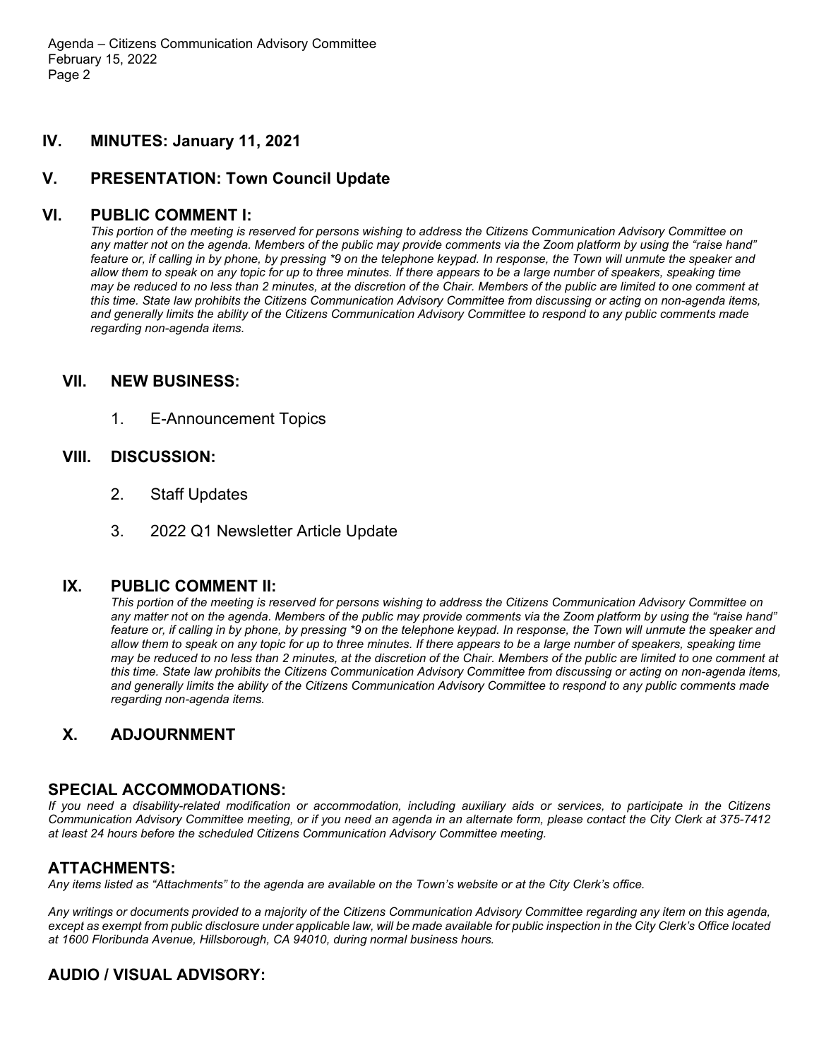## IV. MINUTES: January 11, 2021

## V. PRESENTATION: Town Council Update

## VI. PUBLIC COMMENT I:

*This portion of the meeting is reserved for persons wishing to address the Citizens Communication Advisory Committee on any matter not on the agenda. Members of the public may provide comments via the Zoom platform by using the "raise hand" feature or, if calling in by phone, by pressing *9 on the telephone keypad. In response, the Town will unmute the speaker and allow them to speak on any topic for up to three minutes. If there appears to be a large number of speakers, speaking time may be reduced to no less than 2 minutes, at the discretion of the Chair. Members of the public are limited to one comment at this time. State law prohibits the Citizens Communication Advisory Committee from discussing or acting on non-agenda items, and generally limits the ability of the Citizens Communication Advisory Committee to respond to any public comments made regarding non-agenda items.*

## VII. NEW BUSINESS:

1. E-Announcement Topics

## VIII. DISCUSSION:

2. Staff Updates

3. 2022 Q1 Newsletter Article Update

## IX. PUBLIC COMMENT II:

*This portion of the meeting is reserved for persons wishing to address the Citizens Communication Advisory Committee on any matter not on the agenda. Members of the public may provide comments via the Zoom platform by using the "raise hand" feature or, if calling in by phone, by pressing *9 on the telephone keypad. In response, the Town will unmute the speaker and allow them to speak on any topic for up to three minutes. If there appears to be a large number of speakers, speaking time may be reduced to no less than 2 minutes, at the discretion of the Chair. Members of the public are limited to one comment at this time. State law prohibits the Citizens Communication Advisory Committee from discussing or acting on non-agenda items, and generally limits the ability of the Citizens Communication Advisory Committee to respond to any public comments made regarding non-agenda items.*

## X. ADJOURNMENT

## SPECIAL ACCOMMODATIONS:

*If you need a disability-related modification or accommodation, including auxiliary aids or services, to participate in the Citizens Communication Advisory Committee meeting, or if you need an agenda in an alternate form, please contact the City Clerk at 375-7412 at least 24 hours before the scheduled Citizens Communication Advisory Committee meeting.*

## ATTACHMENTS:

*Any items listed as "Attachments" to the agenda are available on the Town's website or at the City Clerk's office.*

*Any writings or documents provided to a majority of the Citizens Communication Advisory Committee regarding any item on this agenda, except as exempt from public disclosure under applicable law, will be made available for public inspection in the City Clerk's Office located at 1600 Floribunda Avenue, Hillsborough, CA 94010, during normal business hours.*

## AUDIO / VISUAL ADVISORY: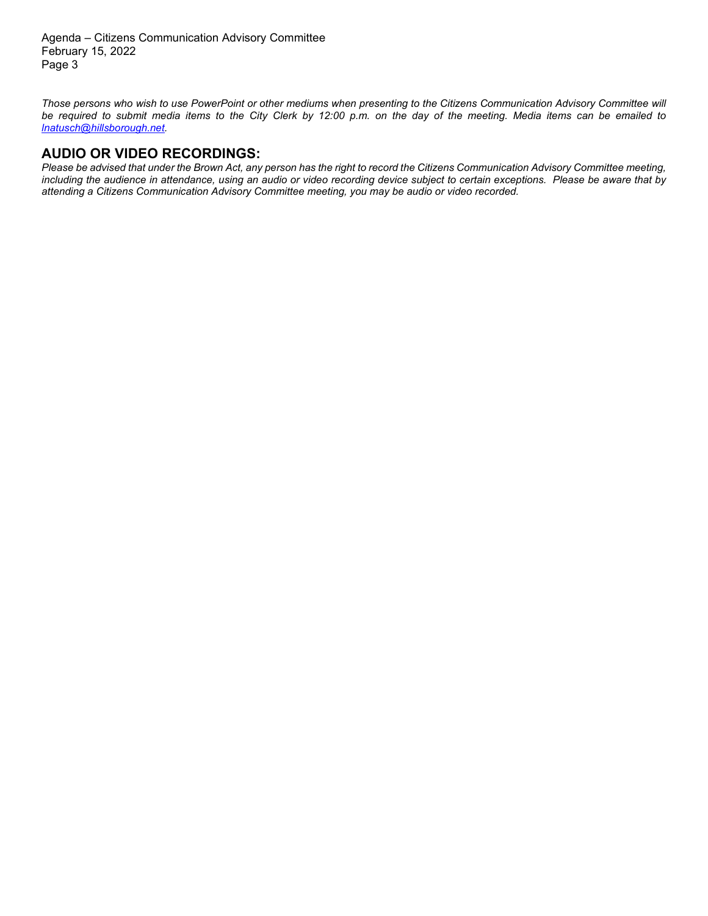*Those persons who wish to use PowerPoint or other mediums when presenting to the Citizens Communication Advisory Committee will be required to submit media items to the City Clerk by 12:00 p.m. on the day of the meeting. Media items can be emailed to lnatusch@hillsborough.net.*

## AUDIO OR VIDEO RECORDINGS:

*Please be advised that under the Brown Act, any person has the right to record the Citizens Communication Advisory Committee meeting, including the audience in attendance, using an audio or video recording device subject to certain exceptions. Please be aware that by attending a Citizens Communication Advisory Committee meeting, you may be audio or video recorded.*